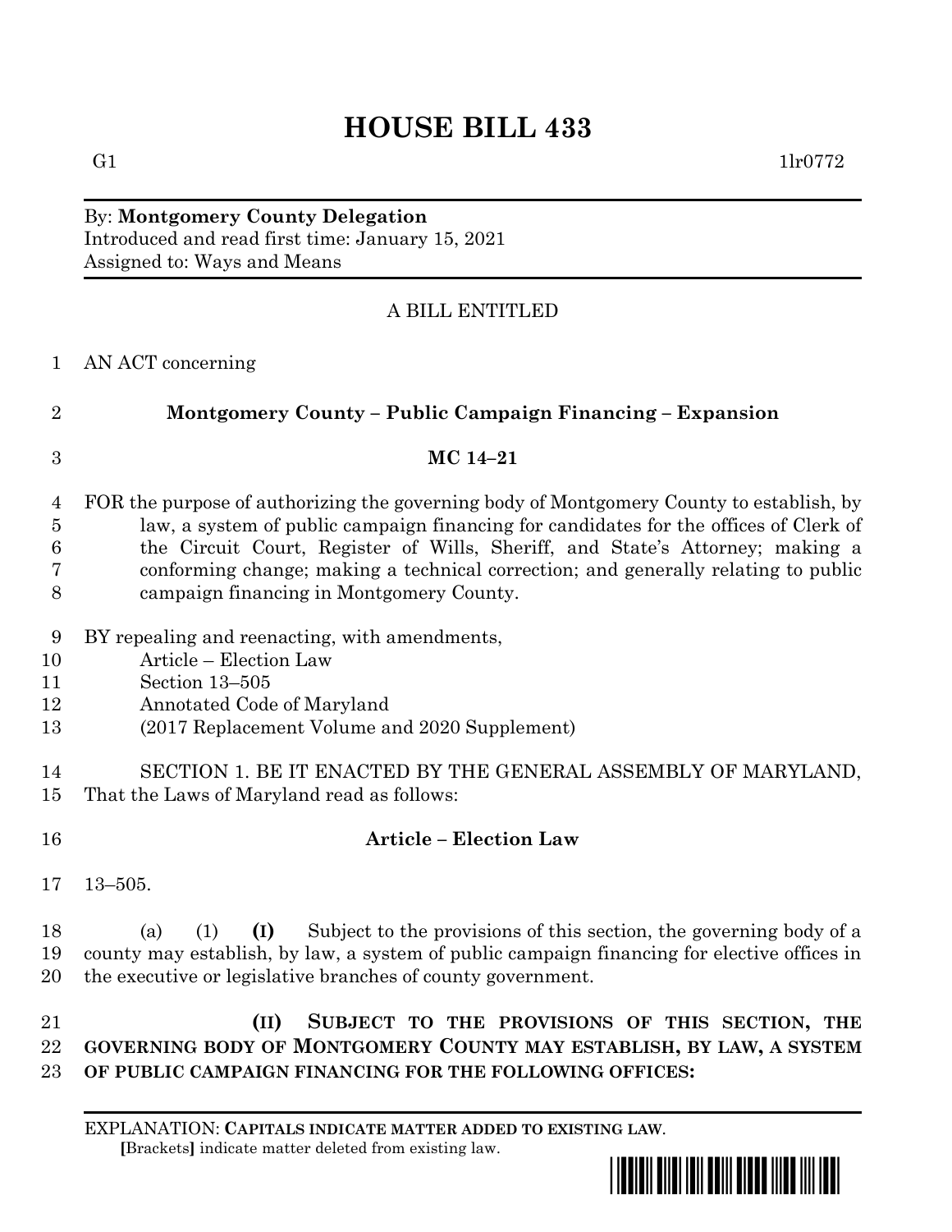# HOUSE BILL 433

G1 1lr0772

By: **Montgomery County Delegation**
Introduced and read first time: January 15, 2021
Assigned to: Ways and Means

A BILL ENTITLED

AN ACT concerning

**Montgomery County – Public Campaign Financing – Expansion**

**MC 14–21**

FOR the purpose of authorizing the governing body of Montgomery County to establish, by law, a system of public campaign financing for candidates for the offices of Clerk of the Circuit Court, Register of Wills, Sheriff, and State's Attorney; making a conforming change; making a technical correction; and generally relating to public campaign financing in Montgomery County.

BY repealing and reenacting, with amendments,
Article – Election Law
Section 13–505
Annotated Code of Maryland
(2017 Replacement Volume and 2020 Supplement)

SECTION 1. BE IT ENACTED BY THE GENERAL ASSEMBLY OF MARYLAND, That the Laws of Maryland read as follows:

**Article – Election Law**

13–505.

(a) (1) **(I)** Subject to the provisions of this section, the governing body of a county may establish, by law, a system of public campaign financing for elective offices in the executive or legislative branches of county government.

**(II) SUBJECT TO THE PROVISIONS OF THIS SECTION, THE GOVERNING BODY OF MONTGOMERY COUNTY MAY ESTABLISH, BY LAW, A SYSTEM OF PUBLIC CAMPAIGN FINANCING FOR THE FOLLOWING OFFICES:**

EXPLANATION: **CAPITALS INDICATE MATTER ADDED TO EXISTING LAW**.
**[**Brackets**]** indicate matter deleted from existing law.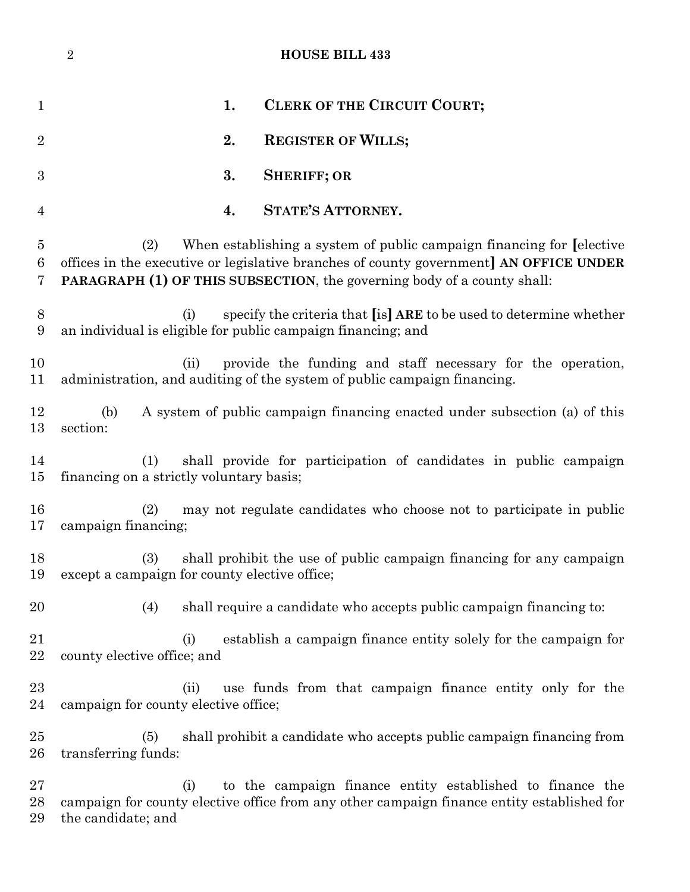**1. CLERK OF THE CIRCUIT COURT;**

**2. REGISTER OF WILLS;**

**3. SHERIFF; OR**

**4. STATE'S ATTORNEY.**

(2) When establishing a system of public campaign financing for [elective offices in the executive or legislative branches of county government] **AN OFFICE UNDER PARAGRAPH (1) OF THIS SUBSECTION**, the governing body of a county shall:

(i) specify the criteria that [is] **ARE** to be used to determine whether an individual is eligible for public campaign financing; and

(ii) provide the funding and staff necessary for the operation, administration, and auditing of the system of public campaign financing.

(b) A system of public campaign financing enacted under subsection (a) of this section:

(1) shall provide for participation of candidates in public campaign financing on a strictly voluntary basis;

(2) may not regulate candidates who choose not to participate in public campaign financing;

(3) shall prohibit the use of public campaign financing for any campaign except a campaign for county elective office;

(4) shall require a candidate who accepts public campaign financing to:

(i) establish a campaign finance entity solely for the campaign for county elective office; and

(ii) use funds from that campaign finance entity only for the campaign for county elective office;

(5) shall prohibit a candidate who accepts public campaign financing from transferring funds:

(i) to the campaign finance entity established to finance the campaign for county elective office from any other campaign finance entity established for the candidate; and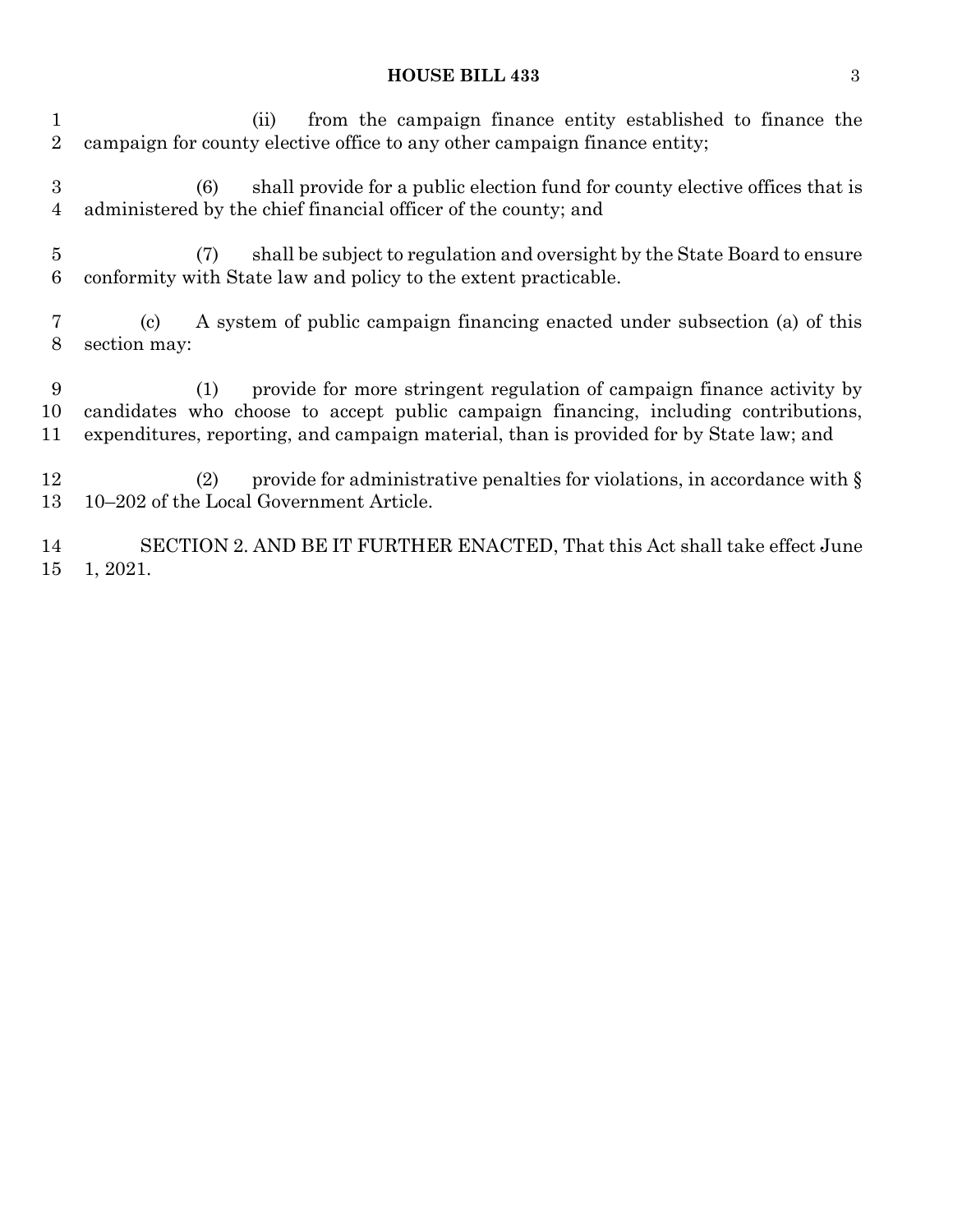(ii) from the campaign finance entity established to finance the campaign for county elective office to any other campaign finance entity;

(6) shall provide for a public election fund for county elective offices that is administered by the chief financial officer of the county; and

(7) shall be subject to regulation and oversight by the State Board to ensure conformity with State law and policy to the extent practicable.

(c) A system of public campaign financing enacted under subsection (a) of this section may:

(1) provide for more stringent regulation of campaign finance activity by candidates who choose to accept public campaign financing, including contributions, expenditures, reporting, and campaign material, than is provided for by State law; and

(2) provide for administrative penalties for violations, in accordance with § 10–202 of the Local Government Article.

SECTION 2. AND BE IT FURTHER ENACTED, That this Act shall take effect June 1, 2021.